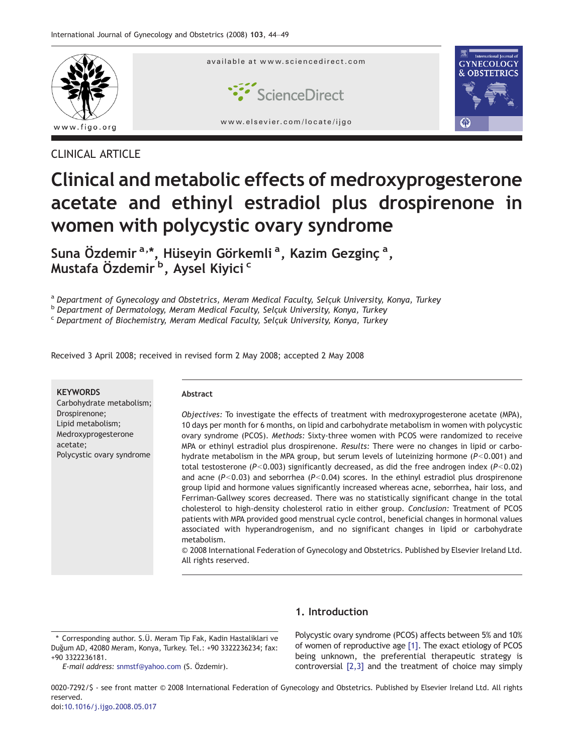CLINICAL ARTICLE

# Clinical and metabolic effects of medroxyprogesterone acetate and ethinyl estradiol plus drospirenone in women with polycystic ovary syndrome

**Suna Özdemir [a,*], Hüseyin Görkemli [a], Kazim Gezginç [a], Mustafa Özdemir [b], Aysel Kiyici [c]**

[a] *Department of Gynecology and Obstetrics, Meram Medical Faculty, Selçuk University, Konya, Turkey*
[b] *Department of Dermatology, Meram Medical Faculty, Selçuk University, Konya, Turkey*
[c] *Department of Biochemistry, Meram Medical Faculty, Selçuk University, Konya, Turkey*

Received 3 April 2008; received in revised form 2 May 2008; accepted 2 May 2008

**KEYWORDS**
Carbohydrate metabolism;
Drospirenone;
Lipid metabolism;
Medroxyprogesterone acetate;
Polycystic ovary syndrome

**Abstract**

*Objectives:* To investigate the effects of treatment with medroxyprogesterone acetate (MPA), 10 days per month for 6 months, on lipid and carbohydrate metabolism in women with polycystic ovary syndrome (PCOS). *Methods:* Sixty-three women with PCOS were randomized to receive MPA or ethinyl estradiol plus drospirenone. *Results:* There were no changes in lipid or carbohydrate metabolism in the MPA group, but serum levels of luteinizing hormone ($P<0.001$) and total testosterone ($P<0.003$) significantly decreased, as did the free androgen index ($P<0.02$) and acne ($P<0.03$) and seborrhea ($P<0.04$) scores. In the ethinyl estradiol plus drospirenone group lipid and hormone values significantly increased whereas acne, seborrhea, hair loss, and Ferriman-Gallwey scores decreased. There was no statistically significant change in the total cholesterol to high-density cholesterol ratio in either group. *Conclusion:* Treatment of PCOS patients with MPA provided good menstrual cycle control, beneficial changes in hormonal values associated with hyperandrogenism, and no significant changes in lipid or carbohydrate metabolism.

© 2008 International Federation of Gynecology and Obstetrics. Published by Elsevier Ireland Ltd. All rights reserved.

## 1. Introduction

Polycystic ovary syndrome (PCOS) affects between 5% and 10% of women of reproductive age [1]. The exact etiology of PCOS being unknown, the preferential therapeutic strategy is controversial [2,3] and the treatment of choice may simply

\* Corresponding author. S.Ü. Meram Tip Fak, Kadin Hastaliklari ve Duğum AD, 42080 Meram, Konya, Turkey. Tel.: +90 3322236234; fax: +90 3322236181.
*E-mail address:* snmstf@yahoo.com (S. Özdemir).

0020-7292/$ - see front matter © 2008 International Federation of Gynecology and Obstetrics. Published by Elsevier Ireland Ltd. All rights reserved.
doi:10.1016/j.ijgo.2008.05.017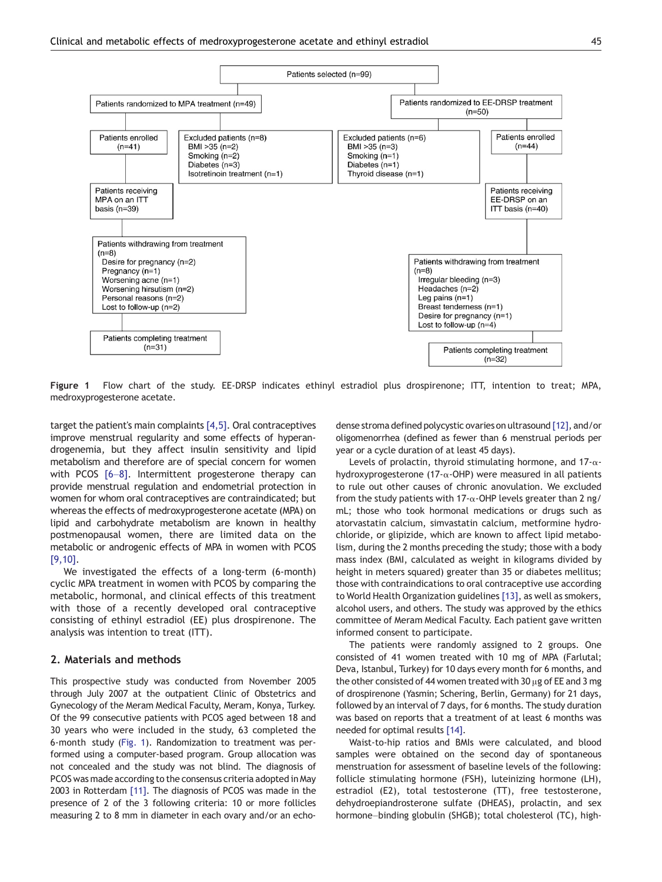Figure 1 Flow chart of the study. EE-DRSP indicates ethinyl estradiol plus drospirenone; ITT, intention to treat; MPA, medroxyprogesterone acetate.

target the patient's main complaints [4,5]. Oral contraceptives improve menstrual regularity and some effects of hyperandrogenemia, but they affect insulin sensitivity and lipid metabolism and therefore are of special concern for women with PCOS [6–8]. Intermittent progesterone therapy can provide menstrual regulation and endometrial protection in women for whom oral contraceptives are contraindicated; but whereas the effects of medroxyprogesterone acetate (MPA) on lipid and carbohydrate metabolism are known in healthy postmenopausal women, there are limited data on the metabolic or androgenic effects of MPA in women with PCOS [9,10].

We investigated the effects of a long-term (6-month) cyclic MPA treatment in women with PCOS by comparing the metabolic, hormonal, and clinical effects of this treatment with those of a recently developed oral contraceptive consisting of ethinyl estradiol (EE) plus drospirenone. The analysis was intention to treat (ITT).

## 2. Materials and methods

This prospective study was conducted from November 2005 through July 2007 at the outpatient Clinic of Obstetrics and Gynecology of the Meram Medical Faculty, Meram, Konya, Turkey. Of the 99 consecutive patients with PCOS aged between 18 and 30 years who were included in the study, 63 completed the 6-month study (Fig. 1). Randomization to treatment was performed using a computer-based program. Group allocation was not concealed and the study was not blind. The diagnosis of PCOS was made according to the consensus criteria adopted in May 2003 in Rotterdam [11]. The diagnosis of PCOS was made in the presence of 2 of the 3 following criteria: 10 or more follicles measuring 2 to 8 mm in diameter in each ovary and/or an echo-dense stroma defined polycystic ovaries on ultrasound [12], and/or oligomenorrhea (defined as fewer than 6 menstrual periods per year or a cycle duration of at least 45 days).

Levels of prolactin, thyroid stimulating hormone, and 17-α-hydroxyprogesterone (17-α-OHP) were measured in all patients to rule out other causes of chronic anovulation. We excluded from the study patients with 17-α-OHP levels greater than 2 ng/mL; those who took hormonal medications or drugs such as atorvastatin calcium, simvastatin calcium, metformine hydrochloride, or glipizide, which are known to affect lipid metabolism, during the 2 months preceding the study; those with a body mass index (BMI, calculated as weight in kilograms divided by height in meters squared) greater than 35 or diabetes mellitus; those with contraindications to oral contraceptive use according to World Health Organization guidelines [13], as well as smokers, alcohol users, and others. The study was approved by the ethics committee of Meram Medical Faculty. Each patient gave written informed consent to participate.

The patients were randomly assigned to 2 groups. One consisted of 41 women treated with 10 mg of MPA (Farlutal; Deva, Istanbul, Turkey) for 10 days every month for 6 months, and the other consisted of 44 women treated with 30 μg of EE and 3 mg of drospirenone (Yasmin; Schering, Berlin, Germany) for 21 days, followed by an interval of 7 days, for 6 months. The study duration was based on reports that a treatment of at least 6 months was needed for optimal results [14].

Waist-to-hip ratios and BMIs were calculated, and blood samples were obtained on the second day of spontaneous menstruation for assessment of baseline levels of the following: follicle stimulating hormone (FSH), luteinizing hormone (LH), estradiol (E2), total testosterone (TT), free testosterone, dehydroepiandrosterone sulfate (DHEAS), prolactin, and sex hormone–binding globulin (SHGB); total cholesterol (TC), high-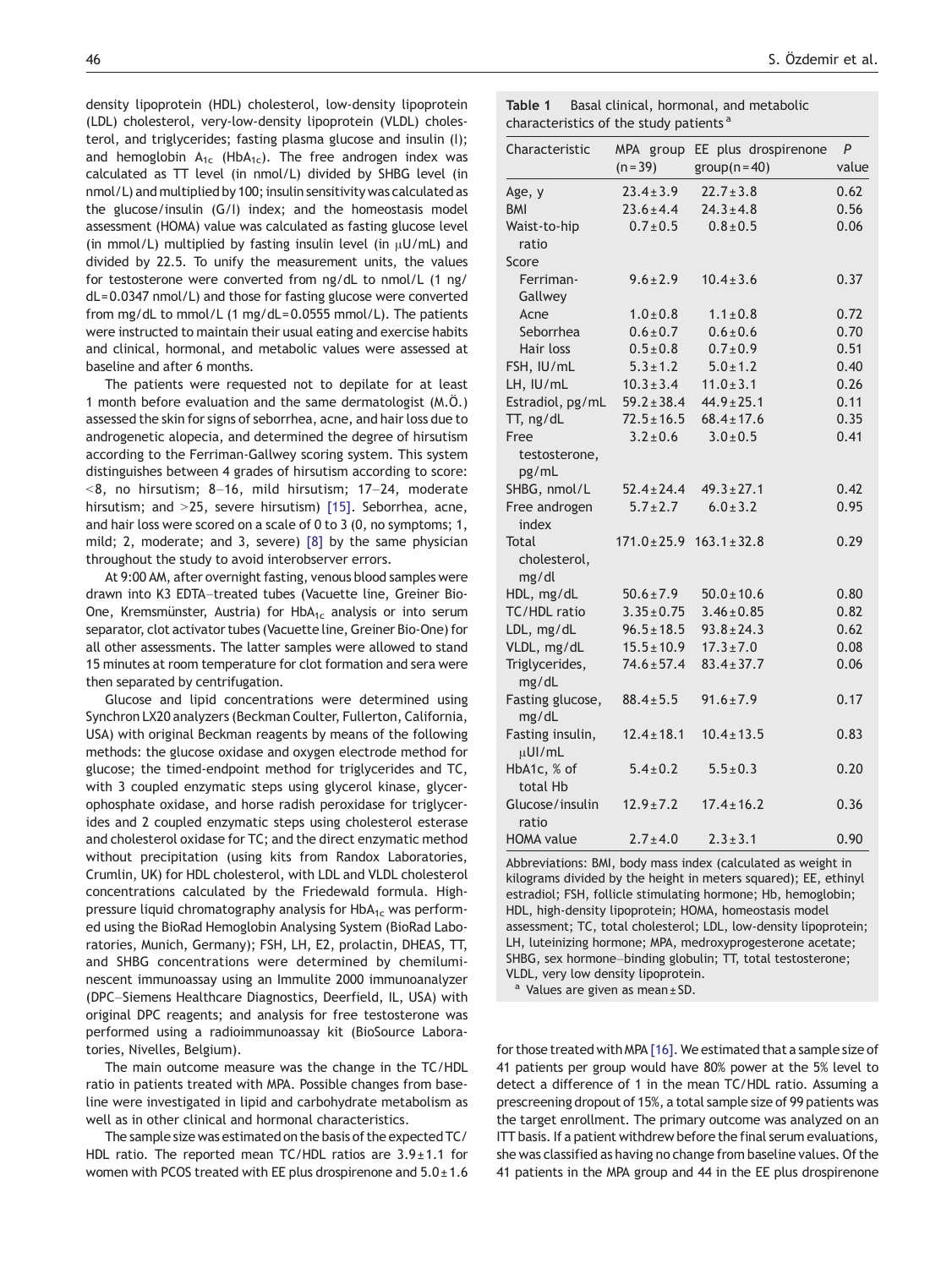density lipoprotein (HDL) cholesterol, low-density lipoprotein (LDL) cholesterol, very-low-density lipoprotein (VLDL) cholesterol, and triglycerides; fasting plasma glucose and insulin (I); and hemoglobin $A_{1c}$ ($HbA_{1c}$). The free androgen index was calculated as TT level (in nmol/L) divided by SHBG level (in nmol/L) and multiplied by 100; insulin sensitivity was calculated as the glucose/insulin (G/I) index; and the homeostasis model assessment (HOMA) value was calculated as fasting glucose level (in mmol/L) multiplied by fasting insulin level (in μU/mL) and divided by 22.5. To unify the measurement units, the values for testosterone were converted from ng/dL to nmol/L (1 ng/dL = 0.0347 nmol/L) and those for fasting glucose were converted from mg/dL to mmol/L (1 mg/dL = 0.0555 mmol/L). The patients were instructed to maintain their usual eating and exercise habits and clinical, hormonal, and metabolic values were assessed at baseline and after 6 months.

The patients were requested not to depilate for at least 1 month before evaluation and the same dermatologist (M.Ö.) assessed the skin for signs of seborrhea, acne, and hair loss due to androgenetic alopecia, and determined the degree of hirsutism according to the Ferriman-Gallwey scoring system. This system distinguishes between 4 grades of hirsutism according to score: <8, no hirsutism; 8–16, mild hirsutism; 17–24, moderate hirsutism; and >25, severe hirsutism) [15]. Seborrhea, acne, and hair loss were scored on a scale of 0 to 3 (0, no symptoms; 1, mild; 2, moderate; and 3, severe) [8] by the same physician throughout the study to avoid interobserver errors.

At 9:00 AM, after overnight fasting, venous blood samples were drawn into K3 EDTA–treated tubes (Vacuette line, Greiner Bio-One, Kremsmünster, Austria) for $HbA_{1c}$ analysis or into serum separator, clot activator tubes (Vacuette line, Greiner Bio-One) for all other assessments. The latter samples were allowed to stand 15 minutes at room temperature for clot formation and sera were then separated by centrifugation.

Glucose and lipid concentrations were determined using Synchron LX20 analyzers (Beckman Coulter, Fullerton, California, USA) with original Beckman reagents by means of the following methods: the glucose oxidase and oxygen electrode method for glucose; the timed-endpoint method for triglycerides and TC, with 3 coupled enzymatic steps using glycerol kinase, glycerophosphate oxidase, and horse radish peroxidase for triglycerides and 2 coupled enzymatic steps using cholesterol esterase and cholesterol oxidase for TC; and the direct enzymatic method without precipitation (using kits from Randox Laboratories, Crumlin, UK) for HDL cholesterol, with LDL and VLDL cholesterol concentrations calculated by the Friedewald formula. High-pressure liquid chromatography analysis for $HbA_{1c}$ was performed using the BioRad Hemoglobin Analysing System (BioRad Laboratories, Munich, Germany); FSH, LH, E2, prolactin, DHEAS, TT, and SHBG concentrations were determined by chemiluminescent immunoassay using an Immulite 2000 immunoanalyzer (DPC–Siemens Healthcare Diagnostics, Deerfield, IL, USA) with original DPC reagents; and analysis for free testosterone was performed using a radioimmunoassay kit (BioSource Laboratories, Nivelles, Belgium).

The main outcome measure was the change in the TC/HDL ratio in patients treated with MPA. Possible changes from baseline were investigated in lipid and carbohydrate metabolism as well as in other clinical and hormonal characteristics.

The sample size was estimated on the basis of the expected TC/HDL ratio. The reported mean TC/HDL ratios are 3.9 ± 1.1 for women with PCOS treated with EE plus drospirenone and 5.0 ± 1.6 for those treated with MPA [16]. We estimated that a sample size of 41 patients per group would have 80% power at the 5% level to detect a difference of 1 in the mean TC/HDL ratio. Assuming a prescreening dropout of 15%, a total sample size of 99 patients was the target enrollment. The primary outcome was analyzed on an ITT basis. If a patient withdrew before the final serum evaluations, she was classified as having no change from baseline values. Of the 41 patients in the MPA group and 44 in the EE plus drospirenone

**Table 1** Basal clinical, hormonal, and metabolic characteristics of the study patients [a]

| Characteristic | MPA group (n = 39) | EE plus drospirenone group (n = 40) | *P* value |
|---|---|---|---|
| Age, y | 23.4 ± 3.9 | 22.7 ± 3.8 | 0.62 |
| BMI | 23.6 ± 4.4 | 24.3 ± 4.8 | 0.56 |
| Waist-to-hip ratio | 0.7 ± 0.5 | 0.8 ± 0.5 | 0.06 |
| Score | | | |
| Ferriman-Gallwey | 9.6 ± 2.9 | 10.4 ± 3.6 | 0.37 |
| Acne | 1.0 ± 0.8 | 1.1 ± 0.8 | 0.72 |
| Seborrhea | 0.6 ± 0.7 | 0.6 ± 0.6 | 0.70 |
| Hair loss | 0.5 ± 0.8 | 0.7 ± 0.9 | 0.51 |
| FSH, IU/mL | 5.3 ± 1.2 | 5.0 ± 1.2 | 0.40 |
| LH, IU/mL | 10.3 ± 3.4 | 11.0 ± 3.1 | 0.26 |
| Estradiol, pg/mL | 59.2 ± 38.4 | 44.9 ± 25.1 | 0.11 |
| TT, ng/dL | 72.5 ± 16.5 | 68.4 ± 17.6 | 0.35 |
| Free testosterone, pg/mL | 3.2 ± 0.6 | 3.0 ± 0.5 | 0.41 |
| SHBG, nmol/L | 52.4 ± 24.4 | 49.3 ± 27.1 | 0.42 |
| Free androgen index | 5.7 ± 2.7 | 6.0 ± 3.2 | 0.95 |
| Total cholesterol, mg/dl | 171.0 ± 25.9 | 163.1 ± 32.8 | 0.29 |
| HDL, mg/dL | 50.6 ± 7.9 | 50.0 ± 10.6 | 0.80 |
| TC/HDL ratio | 3.35 ± 0.75 | 3.46 ± 0.85 | 0.82 |
| LDL, mg/dL | 96.5 ± 18.5 | 93.8 ± 24.3 | 0.62 |
| VLDL, mg/dL | 15.5 ± 10.9 | 17.3 ± 7.0 | 0.08 |
| Triglycerides, mg/dL | 74.6 ± 57.4 | 83.4 ± 37.7 | 0.06 |
| Fasting glucose, mg/dL | 88.4 ± 5.5 | 91.6 ± 7.9 | 0.17 |
| Fasting insulin, μUI/mL | 12.4 ± 18.1 | 10.4 ± 13.5 | 0.83 |
| HbA1c, % of total Hb | 5.4 ± 0.2 | 5.5 ± 0.3 | 0.20 |
| Glucose/insulin ratio | 12.9 ± 7.2 | 17.4 ± 16.2 | 0.36 |
| HOMA value | 2.7 ± 4.0 | 2.3 ± 3.1 | 0.90 |

Abbreviations: BMI, body mass index (calculated as weight in kilograms divided by the height in meters squared); EE, ethinyl estradiol; FSH, follicle stimulating hormone; Hb, hemoglobin; HDL, high-density lipoprotein; HOMA, homeostasis model assessment; TC, total cholesterol; LDL, low-density lipoprotein; LH, luteinizing hormone; MPA, medroxyprogesterone acetate; SHBG, sex hormone–binding globulin; TT, total testosterone; VLDL, very low density lipoprotein.

[a] Values are given as mean ± SD.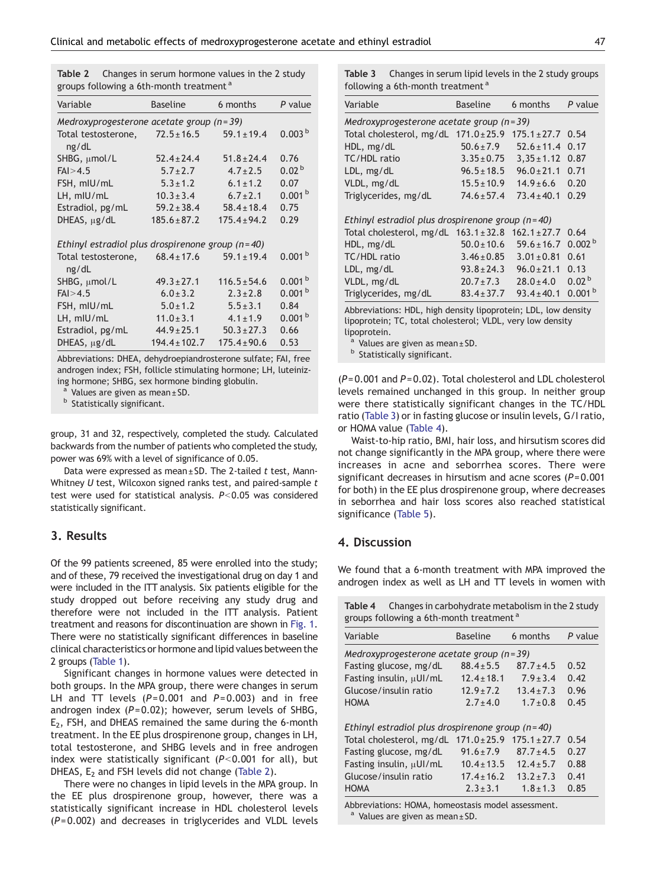**Table 2** Changes in serum hormone values in the 2 study groups following a 6th-month treatment [a]

| Variable | Baseline | 6 months | P value |
|---|---|---|---|
| *Medroxyprogesterone acetate group (n=39)* | | | |
| Total testosterone, ng/dL | 72.5±16.5 | 59.1±19.4 | 0.003 [b] |
| SHBG, μmol/L | 52.4±24.4 | 51.8±24.4 | 0.76 |
| FAI>4.5 | 5.7±2.7 | 4.7±2.5 | 0.02 [b] |
| FSH, mIU/mL | 5.3±1.2 | 6.1±1.2 | 0.07 |
| LH, mIU/mL | 10.3±3.4 | 6.7±2.1 | 0.001 [b] |
| Estradiol, pg/mL | 59.2±38.4 | 58.4±18.4 | 0.75 |
| DHEAS, μg/dL | 185.6±87.2 | 175.4±94.2 | 0.29 |
| *Ethinyl estradiol plus drospirenone group (n=40)* | | | |
| Total testosterone, ng/dL | 68.4±17.6 | 59.1±19.4 | 0.001 [b] |
| SHBG, μmol/L | 49.3±27.1 | 116.5±54.6 | 0.001 [b] |
| FAI>4.5 | 6.0±3.2 | 2.3±2.8 | 0.001 [b] |
| FSH, mIU/mL | 5.0±1.2 | 5.5±3.1 | 0.84 |
| LH, mIU/mL | 11.0±3.1 | 4.1±1.9 | 0.001 [b] |
| Estradiol, pg/mL | 44.9±25.1 | 50.3±27.3 | 0.66 |
| DHEAS, μg/dL | 194.4±102.7 | 175.4±90.6 | 0.53 |

Abbreviations: DHEA, dehydroepiandrosterone sulfate; FAI, free androgen index; FSH, follicle stimulating hormone; LH, luteinizing hormone; SHBG, sex hormone binding globulin.
[a] Values are given as mean±SD.
[b] Statistically significant.

group, 31 and 32, respectively, completed the study. Calculated backwards from the number of patients who completed the study, power was 69% with a level of significance of 0.05.

Data were expressed as mean±SD. The 2-tailed *t* test, Mann-Whitney *U* test, Wilcoxon signed ranks test, and paired-sample *t* test were used for statistical analysis. $P<0.05$ was considered statistically significant.

## 3. Results

Of the 99 patients screened, 85 were enrolled into the study; and of these, 79 received the investigational drug on day 1 and were included in the ITT analysis. Six patients eligible for the study dropped out before receiving any study drug and therefore were not included in the ITT analysis. Patient treatment and reasons for discontinuation are shown in Fig. 1. There were no statistically significant differences in baseline clinical characteristics or hormone and lipid values between the 2 groups (Table 1).

Significant changes in hormone values were detected in both groups. In the MPA group, there were changes in serum LH and TT levels ($P=0.001$ and $P=0.003$) and in free androgen index ($P=0.02$); however, serum levels of SHBG, $E_2$, FSH, and DHEAS remained the same during the 6-month treatment. In the EE plus drospirenone group, changes in LH, total testosterone, and SHBG levels and in free androgen index were statistically significant ($P<0.001$ for all), but DHEAS, $E_2$ and FSH levels did not change (Table 2).

There were no changes in lipid levels in the MPA group. In the EE plus drospirenone group, however, there was a statistically significant increase in HDL cholesterol levels ($P=0.002$) and decreases in triglycerides and VLDL levels ($P=0.001$ and $P=0.02$). Total cholesterol and LDL cholesterol levels remained unchanged in this group. In neither group were there statistically significant changes in the TC/HDL ratio (Table 3) or in fasting glucose or insulin levels, G/I ratio, or HOMA value (Table 4).

Waist-to-hip ratio, BMI, hair loss, and hirsutism scores did not change significantly in the MPA group, where there were increases in acne and seborrhea scores. There were significant decreases in hirsutism and acne scores ($P=0.001$ for both) in the EE plus drospirenone group, where decreases in seborrhea and hair loss scores also reached statistical significance (Table 5).

**Table 3** Changes in serum lipid levels in the 2 study groups following a 6th-month treatment [a]

| Variable | Baseline | 6 months | P value |
|---|---|---|---|
| *Medroxyprogesterone acetate group (n=39)* | | | |
| Total cholesterol, mg/dL | 171.0±25.9 | 175.1±27.7 | 0.54 |
| HDL, mg/dL | 50.6±7.9 | 52.6±11.4 | 0.17 |
| TC/HDL ratio | 3.35±0.75 | 3,35±1.12 | 0.87 |
| LDL, mg/dL | 96.5±18.5 | 96.0±21.1 | 0.71 |
| VLDL, mg/dL | 15.5±10.9 | 14.9±6.6 | 0.20 |
| Triglycerides, mg/dL | 74.6±57.4 | 73.4±40.1 | 0.29 |
| *Ethinyl estradiol plus drospirenone group (n=40)* | | | |
| Total cholesterol, mg/dL | 163.1±32.8 | 162.1±27.7 | 0.64 |
| HDL, mg/dL | 50.0±10.6 | 59.6±16.7 | 0.002 [b] |
| TC/HDL ratio | 3.46±0.85 | 3.01±0.81 | 0.61 |
| LDL, mg/dL | 93.8±24.3 | 96.0±21.1 | 0.13 |
| VLDL, mg/dL | 20.7±7.3 | 28.0±4.0 | 0.02 [b] |
| Triglycerides, mg/dL | 83.4±37.7 | 93.4±40.1 | 0.001 [b] |

Abbreviations: HDL, high density lipoprotein; LDL, low density lipoprotein; TC, total cholesterol; VLDL, very low density lipoprotein.
[a] Values are given as mean±SD.
[b] Statistically significant.

## 4. Discussion

We found that a 6-month treatment with MPA improved the androgen index as well as LH and TT levels in women with

**Table 4** Changes in carbohydrate metabolism in the 2 study groups following a 6th-month treatment [a]

| Variable | Baseline | 6 months | P value |
|---|---|---|---|
| *Medroxyprogesterone acetate group (n=39)* | | | |
| Fasting glucose, mg/dL | 88.4±5.5 | 87.7±4.5 | 0.52 |
| Fasting insulin, μUI/mL | 12.4±18.1 | 7.9±3.4 | 0.42 |
| Glucose/insulin ratio | 12.9±7.2 | 13.4±7.3 | 0.96 |
| HOMA | 2.7±4.0 | 1.7±0.8 | 0.45 |
| *Ethinyl estradiol plus drospirenone group (n=40)* | | | |
| Total cholesterol, mg/dL | 171.0±25.9 | 175.1±27.7 | 0.54 |
| Fasting glucose, mg/dL | 91.6±7.9 | 87.7±4.5 | 0.27 |
| Fasting insulin, μUI/mL | 10.4±13.5 | 12.4±5.7 | 0.88 |
| Glucose/insulin ratio | 17.4±16.2 | 13.2±7.3 | 0.41 |
| HOMA | 2.3±3.1 | 1.8±1.3 | 0.85 |

Abbreviations: HOMA, homeostasis model assessment.
[a] Values are given as mean±SD.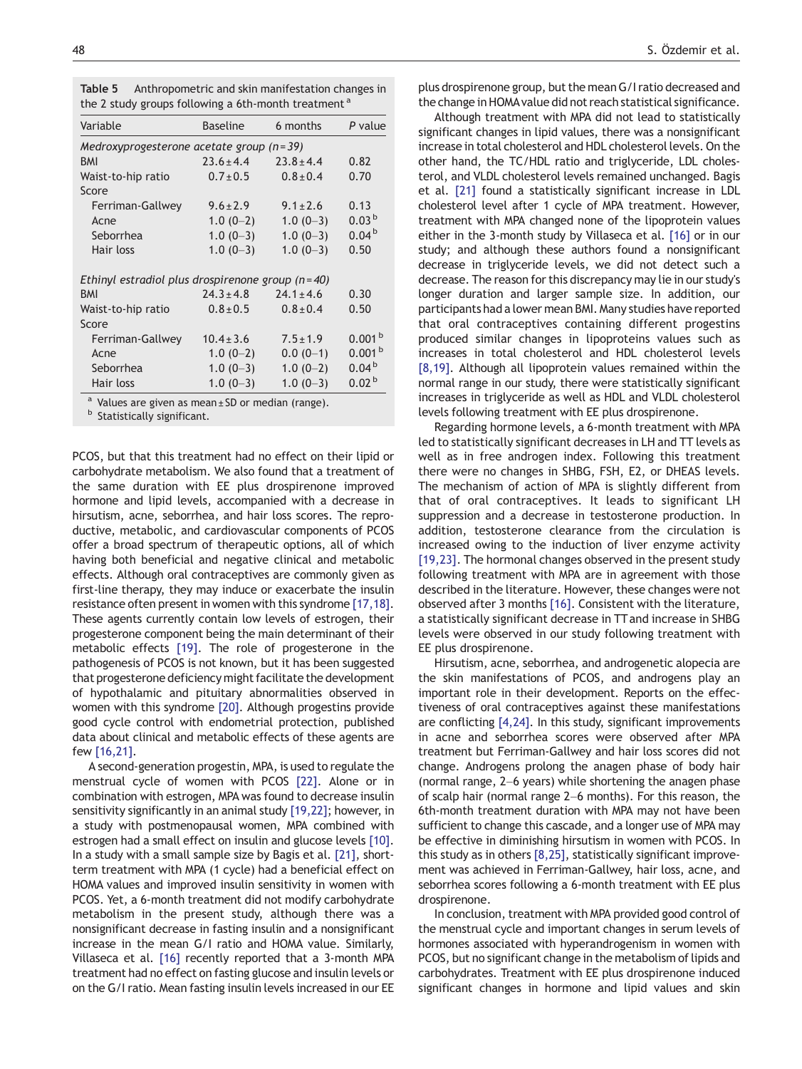**Table 5** Anthropometric and skin manifestation changes in the 2 study groups following a 6th-month treatment [a]

| Variable | Baseline | 6 months | P value |
|---|---|---|---|
| *Medroxyprogesterone acetate group (n=39)* | | | |
| BMI | 23.6±4.4 | 23.8±4.4 | 0.82 |
| Waist-to-hip ratio | 0.7±0.5 | 0.8±0.4 | 0.70 |
| Score | | | |
| Ferriman-Gallwey | 9.6±2.9 | 9.1±2.6 | 0.13 |
| Acne | 1.0 (0–2) | 1.0 (0–3) | 0.03 [b] |
| Seborrhea | 1.0 (0–3) | 1.0 (0–3) | 0.04 [b] |
| Hair loss | 1.0 (0–3) | 1.0 (0–3) | 0.50 |
| *Ethinyl estradiol plus drospirenone group (n=40)* | | | |
| BMI | 24.3±4.8 | 24.1±4.6 | 0.30 |
| Waist-to-hip ratio | 0.8±0.5 | 0.8±0.4 | 0.50 |
| Score | | | |
| Ferriman-Gallwey | 10.4±3.6 | 7.5±1.9 | 0.001 [b] |
| Acne | 1.0 (0–2) | 0.0 (0–1) | 0.001 [b] |
| Seborrhea | 1.0 (0–3) | 1.0 (0–2) | 0.04 [b] |
| Hair loss | 1.0 (0–3) | 1.0 (0–3) | 0.02 [b] |

[a] Values are given as mean±SD or median (range).
[b] Statistically significant.

PCOS, but that this treatment had no effect on their lipid or carbohydrate metabolism. We also found that a treatment of the same duration with EE plus drospirenone improved hormone and lipid levels, accompanied with a decrease in hirsutism, acne, seborrhea, and hair loss scores. The reproductive, metabolic, and cardiovascular components of PCOS offer a broad spectrum of therapeutic options, all of which having both beneficial and negative clinical and metabolic effects. Although oral contraceptives are commonly given as first-line therapy, they may induce or exacerbate the insulin resistance often present in women with this syndrome [17,18]. These agents currently contain low levels of estrogen, their progesterone component being the main determinant of their metabolic effects [19]. The role of progesterone in the pathogenesis of PCOS is not known, but it has been suggested that progesterone deficiency might facilitate the development of hypothalamic and pituitary abnormalities observed in women with this syndrome [20]. Although progestins provide good cycle control with endometrial protection, published data about clinical and metabolic effects of these agents are few [16,21].

A second-generation progestin, MPA, is used to regulate the menstrual cycle of women with PCOS [22]. Alone or in combination with estrogen, MPA was found to decrease insulin sensitivity significantly in an animal study [19,22]; however, in a study with postmenopausal women, MPA combined with estrogen had a small effect on insulin and glucose levels [10]. In a study with a small sample size by Bagis et al. [21], short-term treatment with MPA (1 cycle) had a beneficial effect on HOMA values and improved insulin sensitivity in women with PCOS. Yet, a 6-month treatment did not modify carbohydrate metabolism in the present study, although there was a nonsignificant decrease in fasting insulin and a nonsignificant increase in the mean G/I ratio and HOMA value. Similarly, Villaseca et al. [16] recently reported that a 3-month MPA treatment had no effect on fasting glucose and insulin levels or on the G/I ratio. Mean fasting insulin levels increased in our EE plus drospirenone group, but the mean G/I ratio decreased and the change in HOMA value did not reach statistical significance.

Although treatment with MPA did not lead to statistically significant changes in lipid values, there was a nonsignificant increase in total cholesterol and HDL cholesterol levels. On the other hand, the TC/HDL ratio and triglyceride, LDL cholesterol, and VLDL cholesterol levels remained unchanged. Bagis et al. [21] found a statistically significant increase in LDL cholesterol level after 1 cycle of MPA treatment. However, treatment with MPA changed none of the lipoprotein values either in the 3-month study by Villaseca et al. [16] or in our study; and although these authors found a nonsignificant decrease in triglyceride levels, we did not detect such a decrease. The reason for this discrepancy may lie in our study's longer duration and larger sample size. In addition, our participants had a lower mean BMI. Many studies have reported that oral contraceptives containing different progestins produced similar changes in lipoproteins values such as increases in total cholesterol and HDL cholesterol levels [8,19]. Although all lipoprotein values remained within the normal range in our study, there were statistically significant increases in triglyceride as well as HDL and VLDL cholesterol levels following treatment with EE plus drospirenone.

Regarding hormone levels, a 6-month treatment with MPA led to statistically significant decreases in LH and TT levels as well as in free androgen index. Following this treatment there were no changes in SHBG, FSH, E2, or DHEAS levels. The mechanism of action of MPA is slightly different from that of oral contraceptives. It leads to significant LH suppression and a decrease in testosterone production. In addition, testosterone clearance from the circulation is increased owing to the induction of liver enzyme activity [19,23]. The hormonal changes observed in the present study following treatment with MPA are in agreement with those described in the literature. However, these changes were not observed after 3 months [16]. Consistent with the literature, a statistically significant decrease in TT and increase in SHBG levels were observed in our study following treatment with EE plus drospirenone.

Hirsutism, acne, seborrhea, and androgenetic alopecia are the skin manifestations of PCOS, and androgens play an important role in their development. Reports on the effectiveness of oral contraceptives against these manifestations are conflicting [4,24]. In this study, significant improvements in acne and seborrhea scores were observed after MPA treatment but Ferriman-Gallwey and hair loss scores did not change. Androgens prolong the anagen phase of body hair (normal range, 2–6 years) while shortening the anagen phase of scalp hair (normal range 2–6 months). For this reason, the 6th-month treatment duration with MPA may not have been sufficient to change this cascade, and a longer use of MPA may be effective in diminishing hirsutism in women with PCOS. In this study as in others [8,25], statistically significant improvement was achieved in Ferriman-Gallwey, hair loss, acne, and seborrhea scores following a 6-month treatment with EE plus drospirenone.

In conclusion, treatment with MPA provided good control of the menstrual cycle and important changes in serum levels of hormones associated with hyperandrogenism in women with PCOS, but no significant change in the metabolism of lipids and carbohydrates. Treatment with EE plus drospirenone induced significant changes in hormone and lipid values and skin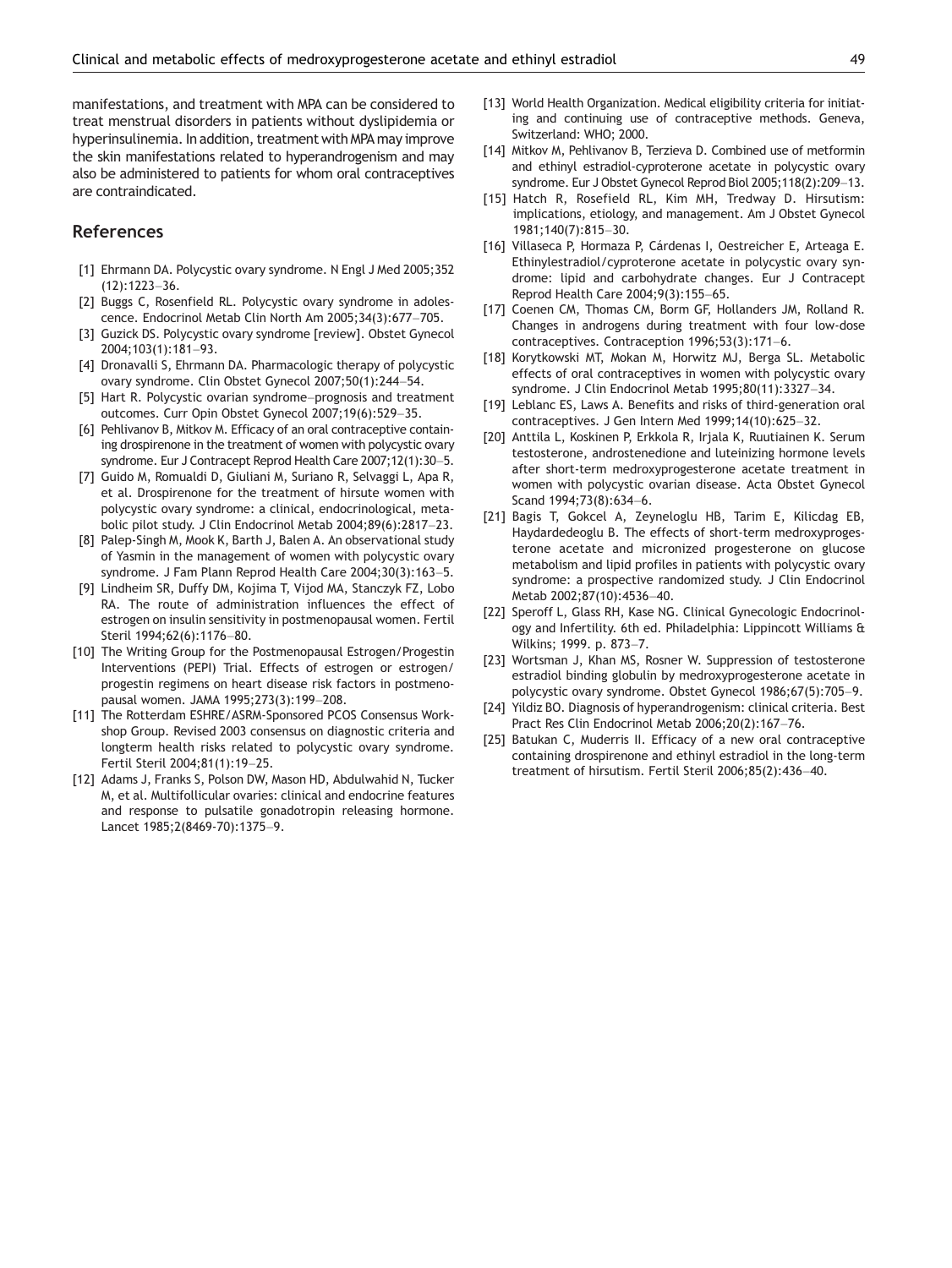manifestations, and treatment with MPA can be considered to treat menstrual disorders in patients without dyslipidemia or hyperinsulinemia. In addition, treatment with MPA may improve the skin manifestations related to hyperandrogenism and may also be administered to patients for whom oral contraceptives are contraindicated.

## References

[1] Ehrmann DA. Polycystic ovary syndrome. N Engl J Med 2005;352 (12):1223–36.

[2] Buggs C, Rosenfield RL. Polycystic ovary syndrome in adolescence. Endocrinol Metab Clin North Am 2005;34(3):677–705.

[3] Guzick DS. Polycystic ovary syndrome [review]. Obstet Gynecol 2004;103(1):181–93.

[4] Dronavalli S, Ehrmann DA. Pharmacologic therapy of polycystic ovary syndrome. Clin Obstet Gynecol 2007;50(1):244–54.

[5] Hart R. Polycystic ovarian syndrome—prognosis and treatment outcomes. Curr Opin Obstet Gynecol 2007;19(6):529–35.

[6] Pehlivanov B, Mitkov M. Efficacy of an oral contraceptive containing drospirenone in the treatment of women with polycystic ovary syndrome. Eur J Contracept Reprod Health Care 2007;12(1):30–5.

[7] Guido M, Romualdi D, Giuliani M, Suriano R, Selvaggi L, Apa R, et al. Drospirenone for the treatment of hirsute women with polycystic ovary syndrome: a clinical, endocrinological, metabolic pilot study. J Clin Endocrinol Metab 2004;89(6):2817–23.

[8] Palep-Singh M, Mook K, Barth J, Balen A. An observational study of Yasmin in the management of women with polycystic ovary syndrome. J Fam Plann Reprod Health Care 2004;30(3):163–5.

[9] Lindheim SR, Duffy DM, Kojima T, Vijod MA, Stanczyk FZ, Lobo RA. The route of administration influences the effect of estrogen on insulin sensitivity in postmenopausal women. Fertil Steril 1994;62(6):1176–80.

[10] The Writing Group for the Postmenopausal Estrogen/Progestin Interventions (PEPI) Trial. Effects of estrogen or estrogen/progestin regimens on heart disease risk factors in postmenopausal women. JAMA 1995;273(3):199–208.

[11] The Rotterdam ESHRE/ASRM-Sponsored PCOS Consensus Workshop Group. Revised 2003 consensus on diagnostic criteria and longterm health risks related to polycystic ovary syndrome. Fertil Steril 2004;81(1):19–25.

[12] Adams J, Franks S, Polson DW, Mason HD, Abdulwahid N, Tucker M, et al. Multifollicular ovaries: clinical and endocrine features and response to pulsatile gonadotropin releasing hormone. Lancet 1985;2(8469-70):1375–9.

[13] World Health Organization. Medical eligibility criteria for initiating and continuing use of contraceptive methods. Geneva, Switzerland: WHO; 2000.

[14] Mitkov M, Pehlivanov B, Terzieva D. Combined use of metformin and ethinyl estradiol-cyproterone acetate in polycystic ovary syndrome. Eur J Obstet Gynecol Reprod Biol 2005;118(2):209–13.

[15] Hatch R, Rosefield RL, Kim MH, Tredway D. Hirsutism: implications, etiology, and management. Am J Obstet Gynecol 1981;140(7):815–30.

[16] Villaseca P, Hormaza P, Cárdenas I, Oestreicher E, Arteaga E. Ethinylestradiol/cyproterone acetate in polycystic ovary syndrome: lipid and carbohydrate changes. Eur J Contracept Reprod Health Care 2004;9(3):155–65.

[17] Coenen CM, Thomas CM, Borm GF, Hollanders JM, Rolland R. Changes in androgens during treatment with four low-dose contraceptives. Contraception 1996;53(3):171–6.

[18] Korytkowski MT, Mokan M, Horwitz MJ, Berga SL. Metabolic effects of oral contraceptives in women with polycystic ovary syndrome. J Clin Endocrinol Metab 1995;80(11):3327–34.

[19] Leblanc ES, Laws A. Benefits and risks of third-generation oral contraceptives. J Gen Intern Med 1999;14(10):625–32.

[20] Anttila L, Koskinen P, Erkkola R, Irjala K, Ruutiainen K. Serum testosterone, androstenedione and luteinizing hormone levels after short-term medroxyprogesterone acetate treatment in women with polycystic ovarian disease. Acta Obstet Gynecol Scand 1994;73(8):634–6.

[21] Bagis T, Gokcel A, Zeyneloglu HB, Tarim E, Kilicdag EB, Haydardedeoglu B. The effects of short-term medroxyprogesterone acetate and micronized progesterone on glucose metabolism and lipid profiles in patients with polycystic ovary syndrome: a prospective randomized study. J Clin Endocrinol Metab 2002;87(10):4536–40.

[22] Speroff L, Glass RH, Kase NG. Clinical Gynecologic Endocrinology and Infertility. 6th ed. Philadelphia: Lippincott Williams & Wilkins; 1999. p. 873–7.

[23] Wortsman J, Khan MS, Rosner W. Suppression of testosterone estradiol binding globulin by medroxyprogesterone acetate in polycystic ovary syndrome. Obstet Gynecol 1986;67(5):705–9.

[24] Yildiz BO. Diagnosis of hyperandrogenism: clinical criteria. Best Pract Res Clin Endocrinol Metab 2006;20(2):167–76.

[25] Batukan C, Muderris II. Efficacy of a new oral contraceptive containing drospirenone and ethinyl estradiol in the long-term treatment of hirsutism. Fertil Steril 2006;85(2):436–40.